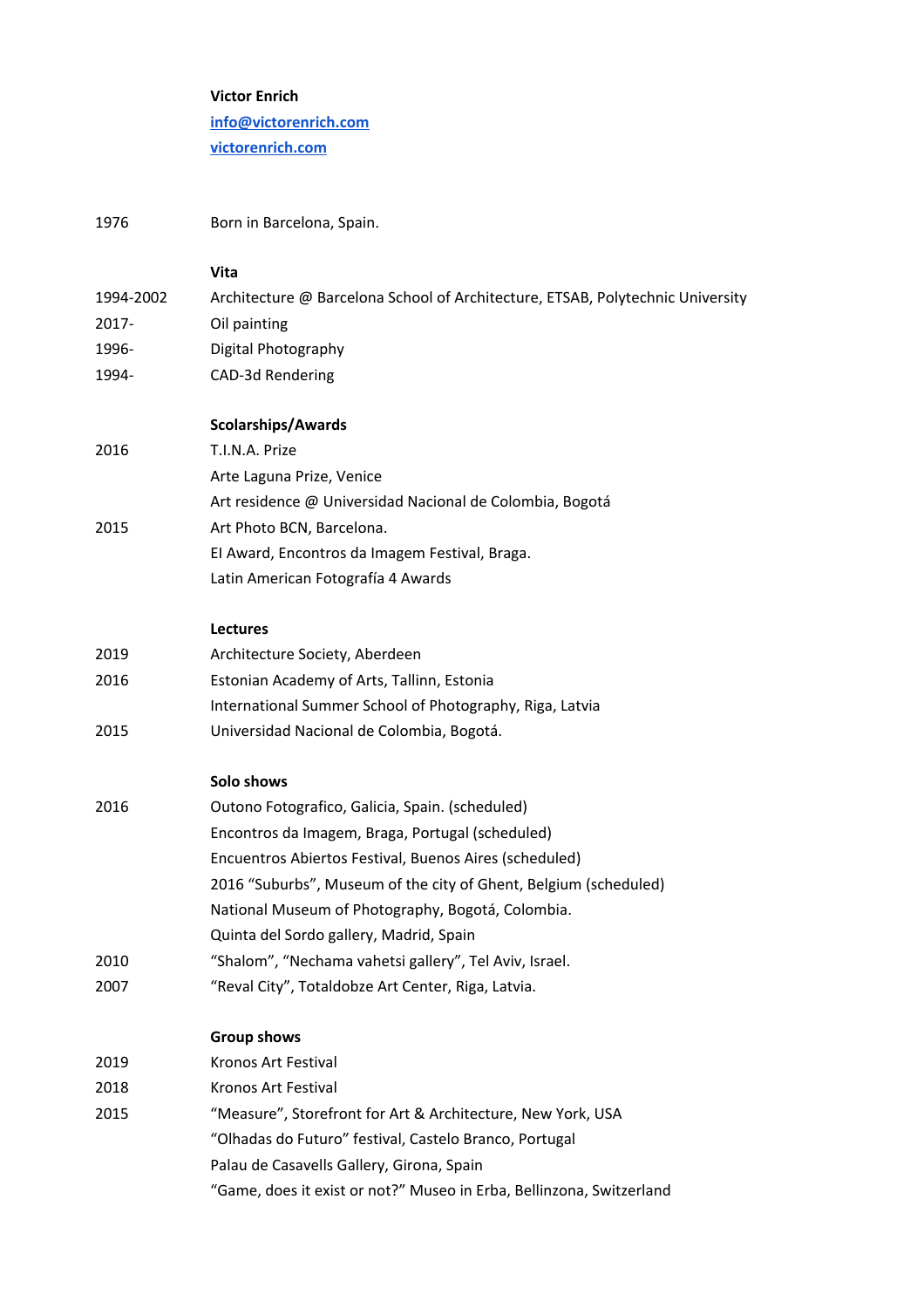**Victor Enrich**

[info@victorenrich.com](mailto:info@victorenrich.com)

[victorenrich.com](http://victorenrich.com)

1976 Born in Barcelona, Spain.

## Vita

| | |
|---|---|
| 1994-2002 | Architecture @ Barcelona School of Architecture, ETSAB, Polytechnic University |
| 2017- | Oil painting |
| 1996- | Digital Photography |
| 1994- | CAD-3d Rendering |

## Scolarships/Awards

| | |
|---|---|
| 2016 | T.I.N.A. Prize |
| | Arte Laguna Prize, Venice |
| | Art residence @ Universidad Nacional de Colombia, Bogotá |
| 2015 | Art Photo BCN, Barcelona. |
| | EI Award, Encontros da Imagem Festival, Braga. |
| | Latin American Fotografía 4 Awards |

## Lectures

| | |
|---|---|
| 2019 | Architecture Society, Aberdeen |
| 2016 | Estonian Academy of Arts, Tallinn, Estonia |
| | International Summer School of Photography, Riga, Latvia |
| 2015 | Universidad Nacional de Colombia, Bogotá. |

## Solo shows

| | |
|---|---|
| 2016 | Outono Fotografico, Galicia, Spain. (scheduled) |
| | Encontros da Imagem, Braga, Portugal (scheduled) |
| | Encuentros Abiertos Festival, Buenos Aires (scheduled) |
| | 2016 “Suburbs”, Museum of the city of Ghent, Belgium (scheduled) |
| | National Museum of Photography, Bogotá, Colombia. |
| | Quinta del Sordo gallery, Madrid, Spain |
| 2010 | “Shalom”, “Nechama vahetsi gallery”, Tel Aviv, Israel. |
| 2007 | “Reval City”, Totaldobze Art Center, Riga, Latvia. |

## Group shows

| | |
|---|---|
| 2019 | Kronos Art Festival |
| 2018 | Kronos Art Festival |
| 2015 | “Measure”, Storefront for Art & Architecture, New York, USA |
| | “Olhadas do Futuro” festival, Castelo Branco, Portugal |
| | Palau de Casavells Gallery, Girona, Spain |
| | “Game, does it exist or not?” Museo in Erba, Bellinzona, Switzerland |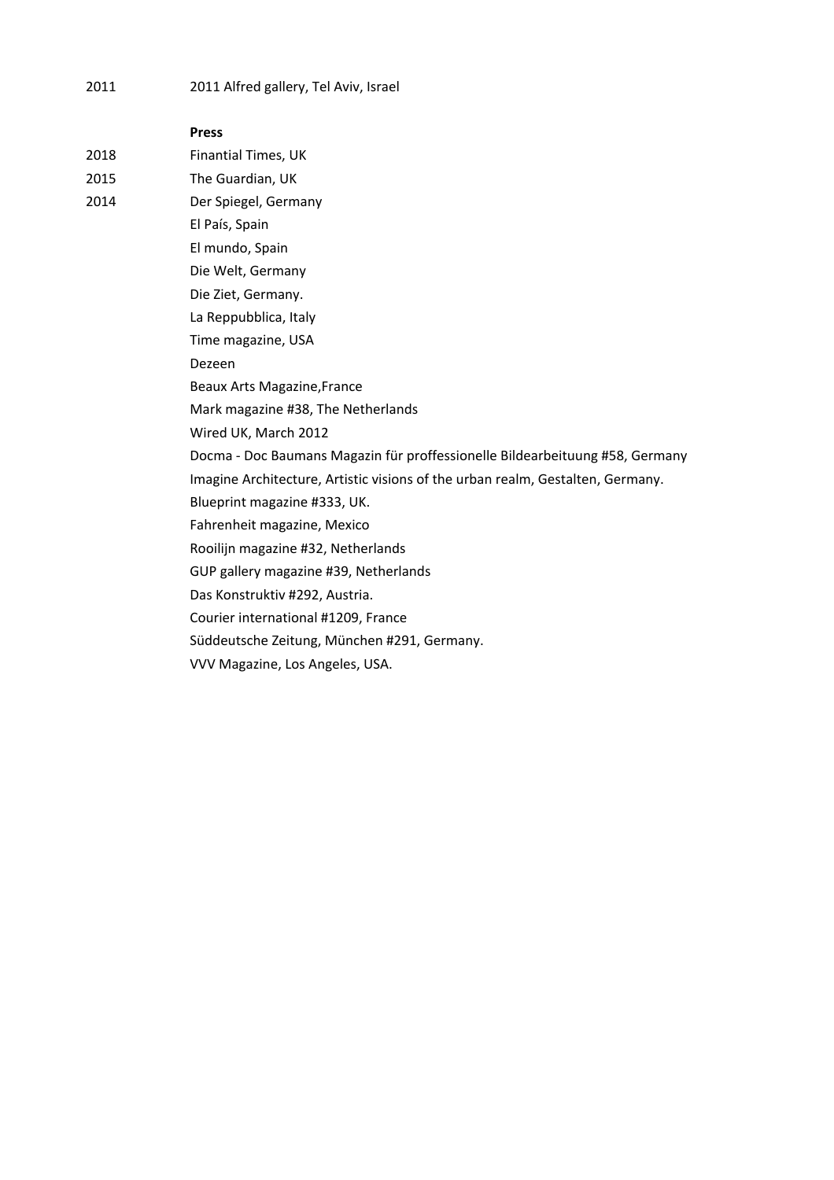2011 2011 Alfred gallery, Tel Aviv, Israel

**Press**

2018 Finantial Times, UK

2015 The Guardian, UK

2014 Der Spiegel, Germany

El País, Spain

El mundo, Spain

Die Welt, Germany

Die Ziet, Germany.

La Reppubblica, Italy

Time magazine, USA

Dezeen

Beaux Arts Magazine,France

Mark magazine #38, The Netherlands

Wired UK, March 2012

Docma - Doc Baumans Magazin für proffessionelle Bildearbeituung #58, Germany

Imagine Architecture, Artistic visions of the urban realm, Gestalten, Germany.

Blueprint magazine #333, UK.

Fahrenheit magazine, Mexico

Rooilijn magazine #32, Netherlands

GUP gallery magazine #39, Netherlands

Das Konstruktiv #292, Austria.

Courier international #1209, France

Süddeutsche Zeitung, München #291, Germany.

VVV Magazine, Los Angeles, USA.